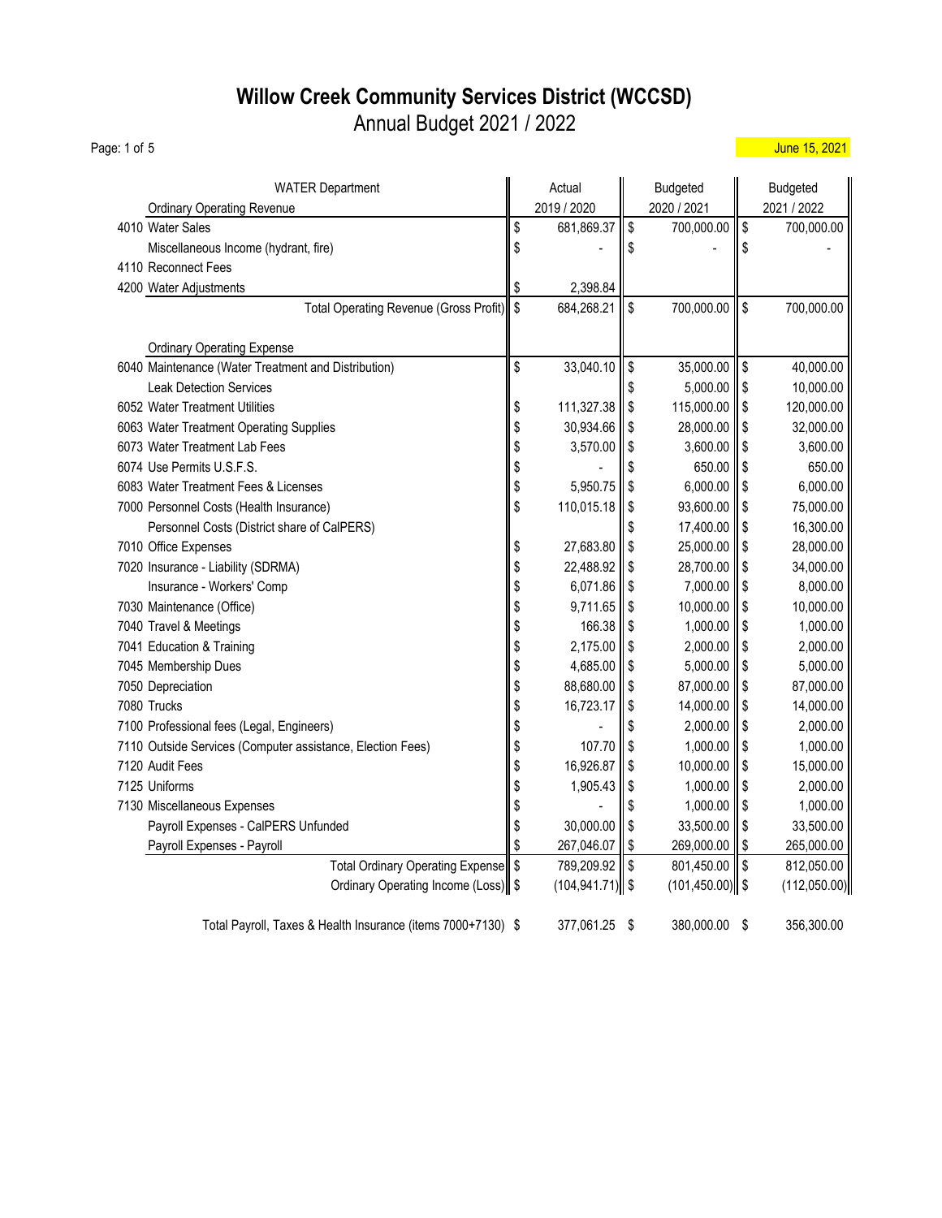# Willow Creek Community Services District (WCCSD)

## Annual Budget 2021 / 2022

June 15, 2021

| WATER Department | Actual | Budgeted | Budgeted |
|---|---|---|---|
| Ordinary Operating Revenue | 2019 / 2020 | 2020 / 2021 | 2021 / 2022 |
| 4010 Water Sales | $ 681,869.37 | $ 700,000.00 | $ 700,000.00 |
| Miscellaneous Income (hydrant, fire) | $ - | $ - | $ - |
| 4110 Reconnect Fees | | | |
| 4200 Water Adjustments | $ 2,398.84 | | |
| Total Operating Revenue (Gross Profit) | $ 684,268.21 | $ 700,000.00 | $ 700,000.00 |
| | | | |
| Ordinary Operating Expense | | | |
| 6040 Maintenance (Water Treatment and Distribution) | $ 33,040.10 | $ 35,000.00 | $ 40,000.00 |
| Leak Detection Services | | $ 5,000.00 | $ 10,000.00 |
| 6052 Water Treatment Utilities | $ 111,327.38 | $ 115,000.00 | $ 120,000.00 |
| 6063 Water Treatment Operating Supplies | $ 30,934.66 | $ 28,000.00 | $ 32,000.00 |
| 6073 Water Treatment Lab Fees | $ 3,570.00 | $ 3,600.00 | $ 3,600.00 |
| 6074 Use Permits U.S.F.S. | $ - | $ 650.00 | $ 650.00 |
| 6083 Water Treatment Fees & Licenses | $ 5,950.75 | $ 6,000.00 | $ 6,000.00 |
| 7000 Personnel Costs (Health Insurance) | $ 110,015.18 | $ 93,600.00 | $ 75,000.00 |
| Personnel Costs (District share of CalPERS) | | $ 17,400.00 | $ 16,300.00 |
| 7010 Office Expenses | $ 27,683.80 | $ 25,000.00 | $ 28,000.00 |
| 7020 Insurance - Liability (SDRMA) | $ 22,488.92 | $ 28,700.00 | $ 34,000.00 |
| Insurance - Workers' Comp | $ 6,071.86 | $ 7,000.00 | $ 8,000.00 |
| 7030 Maintenance (Office) | $ 9,711.65 | $ 10,000.00 | $ 10,000.00 |
| 7040 Travel & Meetings | $ 166.38 | $ 1,000.00 | $ 1,000.00 |
| 7041 Education & Training | $ 2,175.00 | $ 2,000.00 | $ 2,000.00 |
| 7045 Membership Dues | $ 4,685.00 | $ 5,000.00 | $ 5,000.00 |
| 7050 Depreciation | $ 88,680.00 | $ 87,000.00 | $ 87,000.00 |
| 7080 Trucks | $ 16,723.17 | $ 14,000.00 | $ 14,000.00 |
| 7100 Professional fees (Legal, Engineers) | $ - | $ 2,000.00 | $ 2,000.00 |
| 7110 Outside Services (Computer assistance, Election Fees) | $ 107.70 | $ 1,000.00 | $ 1,000.00 |
| 7120 Audit Fees | $ 16,926.87 | $ 10,000.00 | $ 15,000.00 |
| 7125 Uniforms | $ 1,905.43 | $ 1,000.00 | $ 2,000.00 |
| 7130 Miscellaneous Expenses | $ - | $ 1,000.00 | $ 1,000.00 |
| Payroll Expenses - CalPERS Unfunded | $ 30,000.00 | $ 33,500.00 | $ 33,500.00 |
| Payroll Expenses - Payroll | $ 267,046.07 | $ 269,000.00 | $ 265,000.00 |
| Total Ordinary Operating Expense | $ 789,209.92 | $ 801,450.00 | $ 812,050.00 |
| Ordinary Operating Income (Loss) | $ (104,941.71) | $ (101,450.00) | $ (112,050.00) |
| | | | |
| Total Payroll, Taxes & Health Insurance (items 7000+7130) | $ 377,061.25 | $ 380,000.00 | $ 356,300.00 |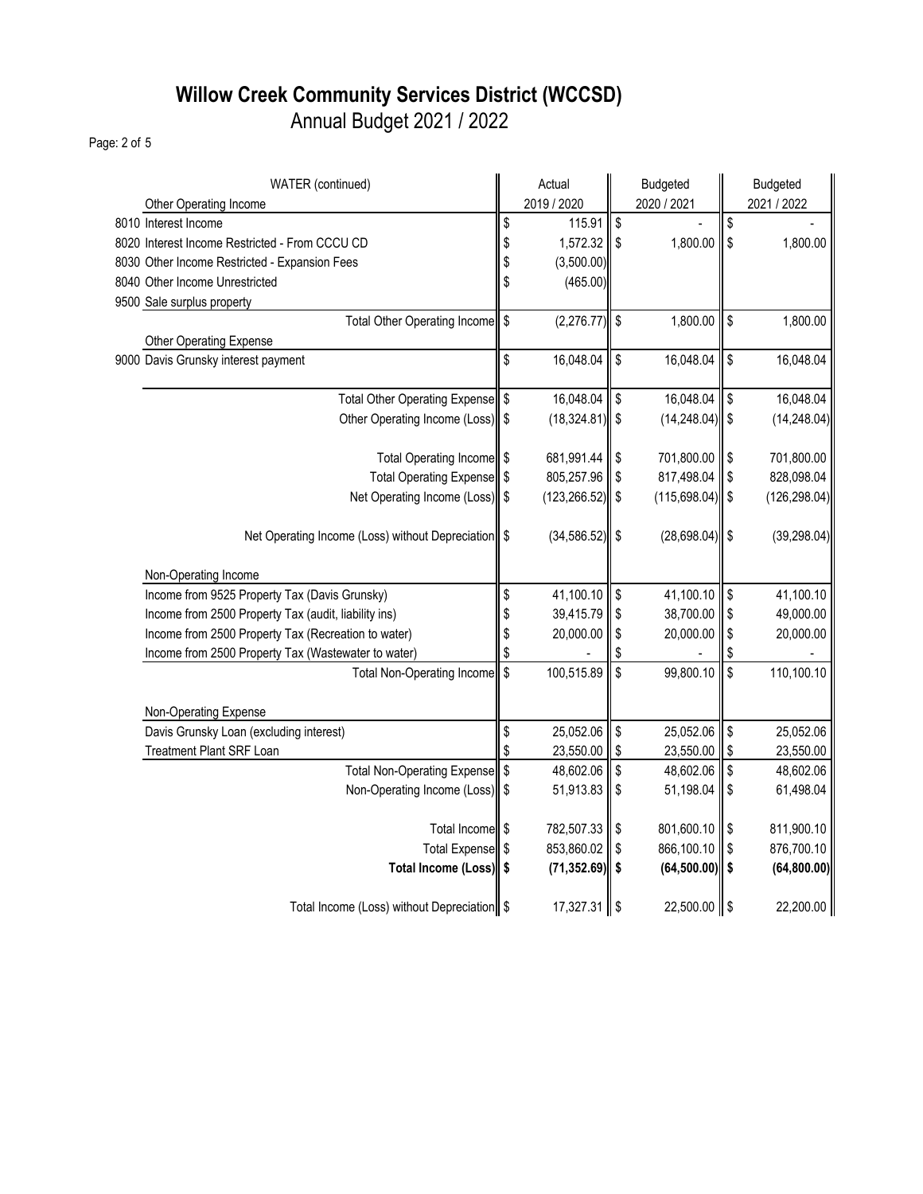# Willow Creek Community Services District (WCCSD)

Annual Budget 2021 / 2022

| WATER (continued) | Actual 2019 / 2020 | Budgeted 2020 / 2021 | Budgeted 2021 / 2022 |
|---|---|---|---|
| **Other Operating Income** | | | |
| 8010 Interest Income | $ 115.91 | $ - | $ - |
| 8020 Interest Income Restricted - From CCCU CD | $ 1,572.32 | $ 1,800.00 | $ 1,800.00 |
| 8030 Other Income Restricted - Expansion Fees | $ (3,500.00) | | |
| 8040 Other Income Unrestricted | $ (465.00) | | |
| 9500 Sale surplus property | | | |
| Total Other Operating Income | $ (2,276.77) | $ 1,800.00 | $ 1,800.00 |
| **Other Operating Expense** | | | |
| 9000 Davis Grunsky interest payment | $ 16,048.04 | $ 16,048.04 | $ 16,048.04 |
| Total Other Operating Expense | $ 16,048.04 | $ 16,048.04 | $ 16,048.04 |
| Other Operating Income (Loss) | $ (18,324.81) | $ (14,248.04) | $ (14,248.04) |
| Total Operating Income | $ 681,991.44 | $ 701,800.00 | $ 701,800.00 |
| Total Operating Expense | $ 805,257.96 | $ 817,498.04 | $ 828,098.04 |
| Net Operating Income (Loss) | $ (123,266.52) | $ (115,698.04) | $ (126,298.04) |
| Net Operating Income (Loss) without Depreciation | $ (34,586.52) | $ (28,698.04) | $ (39,298.04) |
| **Non-Operating Income** | | | |
| Income from 9525 Property Tax (Davis Grunsky) | $ 41,100.10 | $ 41,100.10 | $ 41,100.10 |
| Income from 2500 Property Tax (audit, liability ins) | $ 39,415.79 | $ 38,700.00 | $ 49,000.00 |
| Income from 2500 Property Tax (Recreation to water) | $ 20,000.00 | $ 20,000.00 | $ 20,000.00 |
| Income from 2500 Property Tax (Wastewater to water) | $ - | $ - | $ - |
| Total Non-Operating Income | $ 100,515.89 | $ 99,800.10 | $ 110,100.10 |
| **Non-Operating Expense** | | | |
| Davis Grunsky Loan (excluding interest) | $ 25,052.06 | $ 25,052.06 | $ 25,052.06 |
| Treatment Plant SRF Loan | $ 23,550.00 | $ 23,550.00 | $ 23,550.00 |
| Total Non-Operating Expense | $ 48,602.06 | $ 48,602.06 | $ 48,602.06 |
| Non-Operating Income (Loss) | $ 51,913.83 | $ 51,198.04 | $ 61,498.04 |
| Total Income | $ 782,507.33 | $ 801,600.10 | $ 811,900.10 |
| Total Expense | $ 853,860.02 | $ 866,100.10 | $ 876,700.10 |
| **Total Income (Loss)** | **$ (71,352.69)** | **$ (64,500.00)** | **$ (64,800.00)** |
| Total Income (Loss) without Depreciation | $ 17,327.31 | $ 22,500.00 | $ 22,200.00 |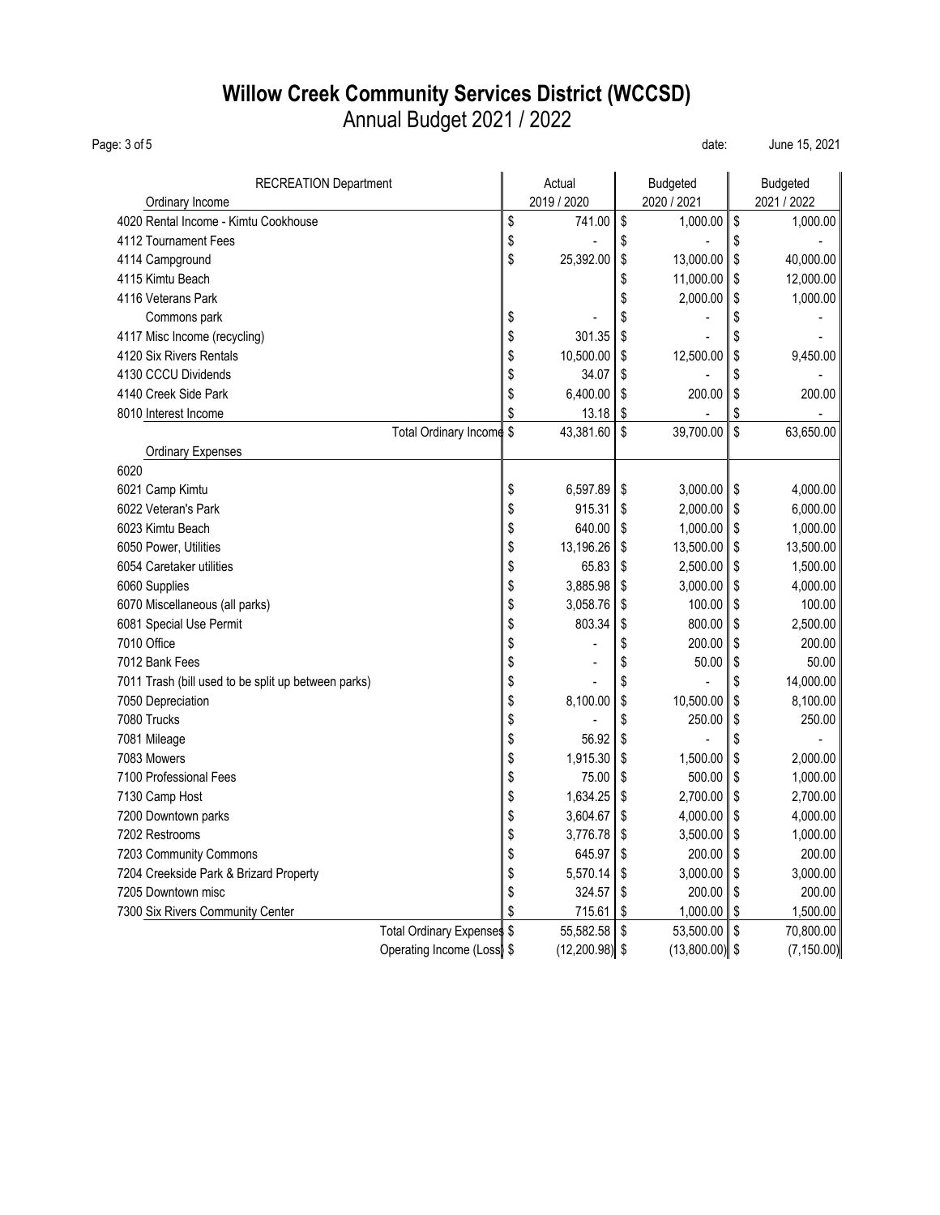# Willow Creek Community Services District (WCCSD)

Annual Budget 2021 / 2022

date: June 15, 2021

| RECREATION Department | Actual | Budgeted | Budgeted |
|---|---|---|---|
| Ordinary Income | 2019 / 2020 | 2020 / 2021 | 2021 / 2022 |
| 4020 Rental Income - Kimtu Cookhouse | $ 741.00 | $ 1,000.00 | $ 1,000.00 |
| 4112 Tournament Fees | $ - | $ - | $ - |
| 4114 Campground | $ 25,392.00 | $ 13,000.00 | $ 40,000.00 |
| 4115 Kimtu Beach | | $ 11,000.00 | $ 12,000.00 |
| 4116 Veterans Park | | $ 2,000.00 | $ 1,000.00 |
| Commons park | $ - | $ - | $ - |
| 4117 Misc Income (recycling) | $ 301.35 | $ - | $ - |
| 4120 Six Rivers Rentals | $ 10,500.00 | $ 12,500.00 | $ 9,450.00 |
| 4130 CCCU Dividends | $ 34.07 | $ - | $ - |
| 4140 Creek Side Park | $ 6,400.00 | $ 200.00 | $ 200.00 |
| 8010 Interest Income | $ 13.18 | $ - | $ - |
| Total Ordinary Income | $ 43,381.60 | $ 39,700.00 | $ 63,650.00 |
| Ordinary Expenses | | | |
| 6020 | | | |
| 6021 Camp Kimtu | $ 6,597.89 | $ 3,000.00 | $ 4,000.00 |
| 6022 Veteran's Park | $ 915.31 | $ 2,000.00 | $ 6,000.00 |
| 6023 Kimtu Beach | $ 640.00 | $ 1,000.00 | $ 1,000.00 |
| 6050 Power, Utilities | $ 13,196.26 | $ 13,500.00 | $ 13,500.00 |
| 6054 Caretaker utilities | $ 65.83 | $ 2,500.00 | $ 1,500.00 |
| 6060 Supplies | $ 3,885.98 | $ 3,000.00 | $ 4,000.00 |
| 6070 Miscellaneous (all parks) | $ 3,058.76 | $ 100.00 | $ 100.00 |
| 6081 Special Use Permit | $ 803.34 | $ 800.00 | $ 2,500.00 |
| 7010 Office | $ - | $ 200.00 | $ 200.00 |
| 7012 Bank Fees | $ - | $ 50.00 | $ 50.00 |
| 7011 Trash (bill used to be split up between parks) | $ - | $ - | $ 14,000.00 |
| 7050 Depreciation | $ 8,100.00 | $ 10,500.00 | $ 8,100.00 |
| 7080 Trucks | $ - | $ 250.00 | $ 250.00 |
| 7081 Mileage | $ 56.92 | $ - | $ - |
| 7083 Mowers | $ 1,915.30 | $ 1,500.00 | $ 2,000.00 |
| 7100 Professional Fees | $ 75.00 | $ 500.00 | $ 1,000.00 |
| 7130 Camp Host | $ 1,634.25 | $ 2,700.00 | $ 2,700.00 |
| 7200 Downtown parks | $ 3,604.67 | $ 4,000.00 | $ 4,000.00 |
| 7202 Restrooms | $ 3,776.78 | $ 3,500.00 | $ 1,000.00 |
| 7203 Community Commons | $ 645.97 | $ 200.00 | $ 200.00 |
| 7204 Creekside Park & Brizard Property | $ 5,570.14 | $ 3,000.00 | $ 3,000.00 |
| 7205 Downtown misc | $ 324.57 | $ 200.00 | $ 200.00 |
| 7300 Six Rivers Community Center | $ 715.61 | $ 1,000.00 | $ 1,500.00 |
| Total Ordinary Expenses | $ 55,582.58 | $ 53,500.00 | $ 70,800.00 |
| Operating Income (Loss) | $ (12,200.98) | $ (13,800.00) | $ (7,150.00) |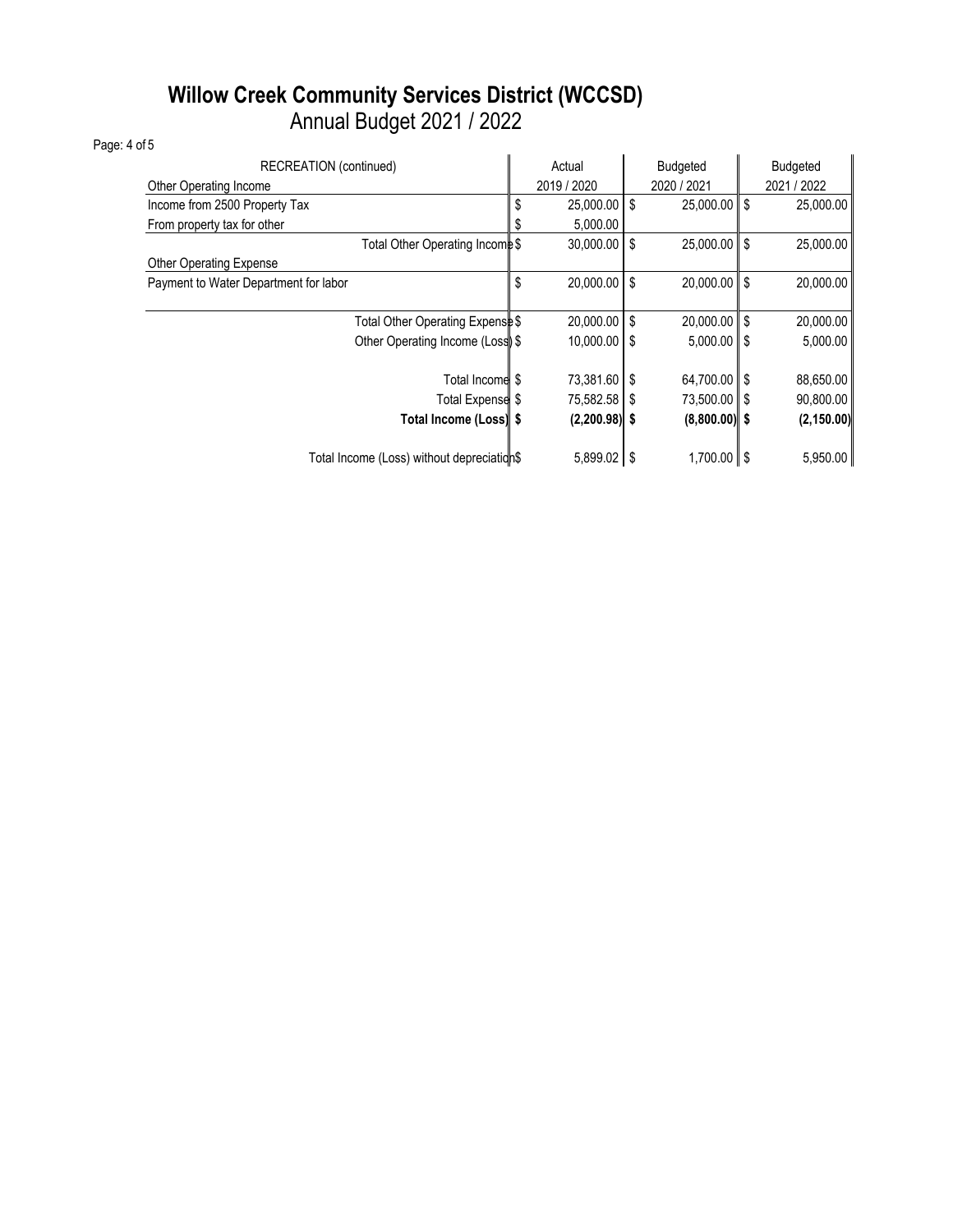# Willow Creek Community Services District (WCCSD)

## Annual Budget 2021 / 2022

| RECREATION (continued) | Actual 2019 / 2020 | Budgeted 2020 / 2021 | Budgeted 2021 / 2022 |
|---|---|---|---|
| Other Operating Income | | | |
| Income from 2500 Property Tax | $ 25,000.00 | $ 25,000.00 | $ 25,000.00 |
| From property tax for other | $ 5,000.00 | | |
| Total Other Operating Income | $ 30,000.00 | $ 25,000.00 | $ 25,000.00 |
| Other Operating Expense | | | |
| Payment to Water Department for labor | $ 20,000.00 | $ 20,000.00 | $ 20,000.00 |
| Total Other Operating Expense | $ 20,000.00 | $ 20,000.00 | $ 20,000.00 |
| Other Operating Income (Loss) | $ 10,000.00 | $ 5,000.00 | $ 5,000.00 |
| Total Income | $ 73,381.60 | $ 64,700.00 | $ 88,650.00 |
| Total Expense | $ 75,582.58 | $ 73,500.00 | $ 90,800.00 |
| **Total Income (Loss)** | **$ (2,200.98)** | **$ (8,800.00)** | **$ (2,150.00)** |
| Total Income (Loss) without depreciation | $ 5,899.02 | $ 1,700.00 | $ 5,950.00 |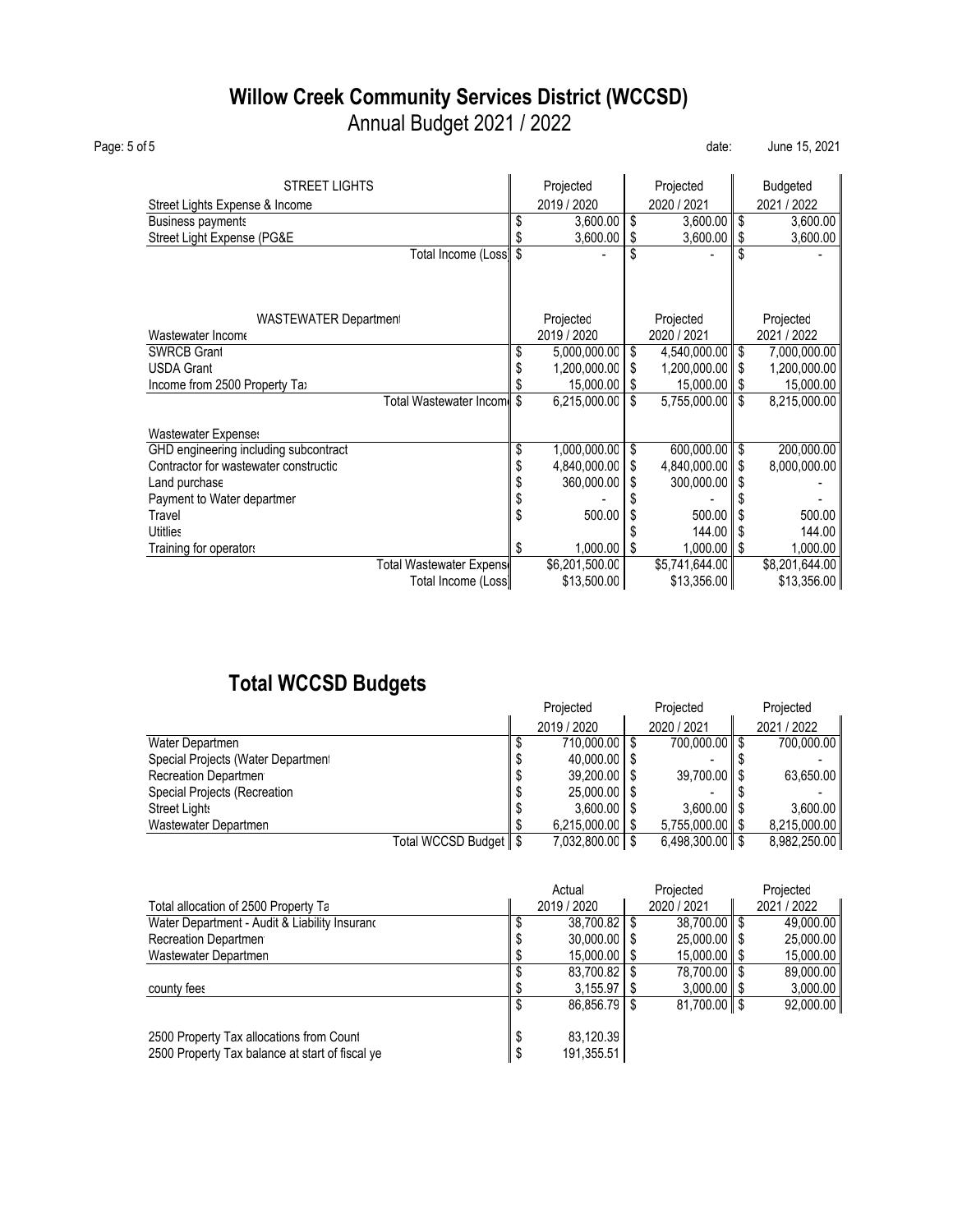# Willow Creek Community Services District (WCCSD)

Annual Budget 2021 / 2022

date: June 15, 2021

| STREET LIGHTS | Projected | Projected | Budgeted |
|---|---|---|---|
| Street Lights Expense & Income | 2019 / 2020 | 2020 / 2021 | 2021 / 2022 |
| Business payments | $ 3,600.00 | $ 3,600.00 | $ 3,600.00 |
| Street Light Expense (PG&E | $ 3,600.00 | $ 3,600.00 | $ 3,600.00 |
| Total Income (Loss | $ - | $ - | $ - |

| WASTEWATER Department | Projected | Projected | Projected |
|---|---|---|---|
| Wastewater Income | 2019 / 2020 | 2020 / 2021 | 2021 / 2022 |
| SWRCB Grant | $ 5,000,000.00 | $ 4,540,000.00 | $ 7,000,000.00 |
| USDA Grant | $ 1,200,000.00 | $ 1,200,000.00 | $ 1,200,000.00 |
| Income from 2500 Property Tax | $ 15,000.00 | $ 15,000.00 | $ 15,000.00 |
| Total Wastewater Income | $ 6,215,000.00 | $ 5,755,000.00 | $ 8,215,000.00 |
| Wastewater Expenses | | | |
| GHD engineering including subcontract | $ 1,000,000.00 | $ 600,000.00 | $ 200,000.00 |
| Contractor for wastewater constructic | $ 4,840,000.00 | $ 4,840,000.00 | $ 8,000,000.00 |
| Land purchase | $ 360,000.00 | $ 300,000.00 | $ - |
| Payment to Water departmer | $ - | $ - | $ - |
| Travel | $ 500.00 | $ 500.00 | $ 500.00 |
| Utitlies | | $ 144.00 | $ 144.00 |
| Training for operators | $ 1,000.00 | $ 1,000.00 | $ 1,000.00 |
| Total Wastewater Expense | $6,201,500.00 | $5,741,644.00 | $8,201,644.00 |
| Total Income (Loss | $13,500.00 | $13,356.00 | $13,356.00 |

# Total WCCSD Budgets

| | Projected | Projected | Projected |
|---|---|---|---|
| | 2019 / 2020 | 2020 / 2021 | 2021 / 2022 |
| Water Departmen | $ 710,000.00 | $ 700,000.00 | $ 700,000.00 |
| Special Projects (Water Department | $ 40,000.00 | $ - | $ - |
| Recreation Departmen | $ 39,200.00 | $ 39,700.00 | $ 63,650.00 |
| Special Projects (Recreation | $ 25,000.00 | $ - | $ - |
| Street Lights | $ 3,600.00 | $ 3,600.00 | $ 3,600.00 |
| Wastewater Departmen | $ 6,215,000.00 | $ 5,755,000.00 | $ 8,215,000.00 |
| Total WCCSD Budget | $ 7,032,800.00 | $ 6,498,300.00 | $ 8,982,250.00 |

| | Actual | Projected | Projected |
|---|---|---|---|
| Total allocation of 2500 Property Ta | 2019 / 2020 | 2020 / 2021 | 2021 / 2022 |
| Water Department - Audit & Liability Insuranc | $ 38,700.82 | $ 38,700.00 | $ 49,000.00 |
| Recreation Departmen | $ 30,000.00 | $ 25,000.00 | $ 25,000.00 |
| Wastewater Departmen | $ 15,000.00 | $ 15,000.00 | $ 15,000.00 |
| | $ 83,700.82 | $ 78,700.00 | $ 89,000.00 |
| county fees | $ 3,155.97 | $ 3,000.00 | $ 3,000.00 |
| | $ 86,856.79 | $ 81,700.00 | $ 92,000.00 |
| 2500 Property Tax allocations from Count | $ 83,120.39 | | |
| 2500 Property Tax balance at start of fiscal ye | $ 191,355.51 | | |